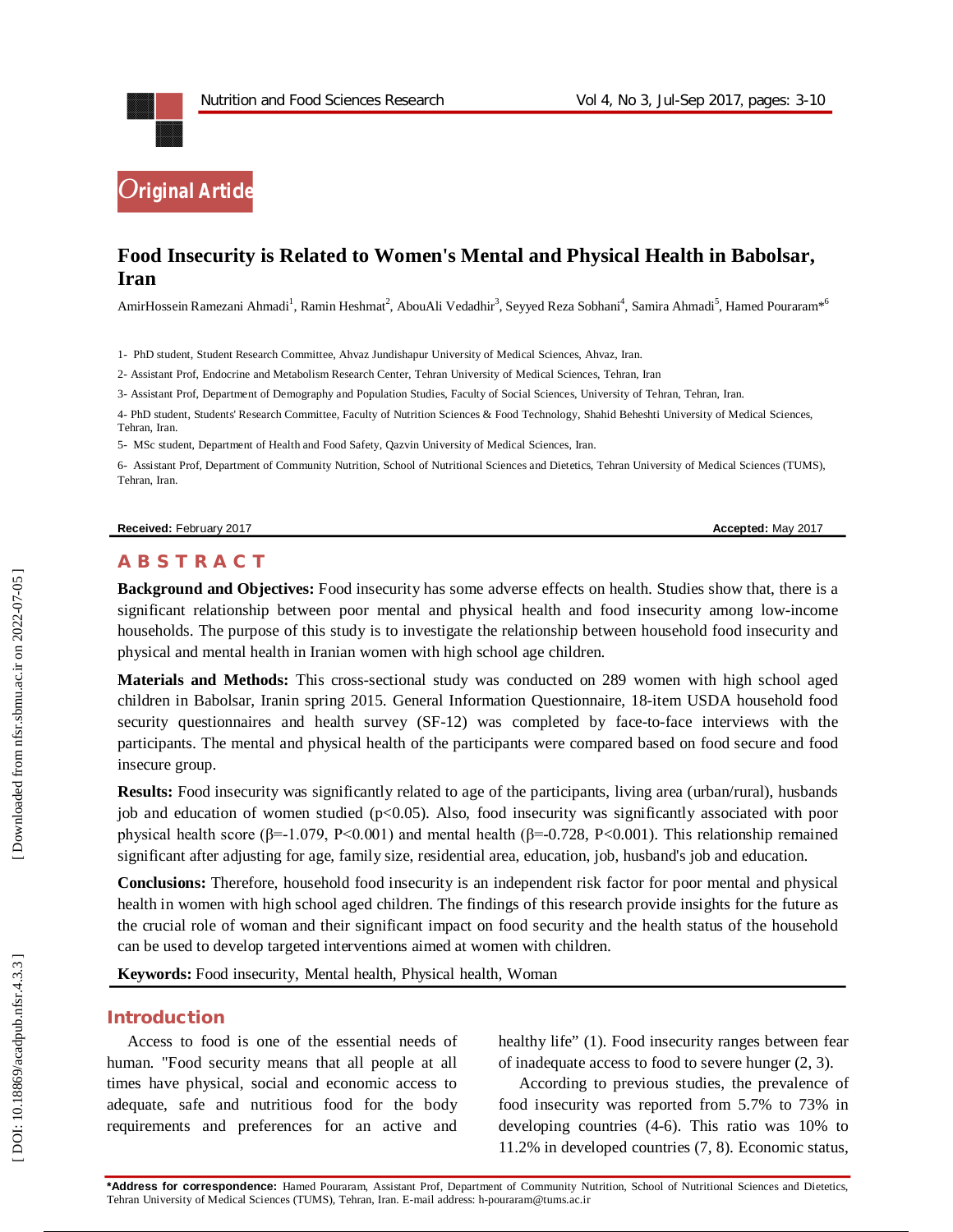Original Article

# Food Insecurity is Related to Women's Mental and Physical Health in Babolsar, Iran

AmirHossein Ramezani Ahmadi[1], Ramin Heshmat[2], AbouAli Vedadhir[3], Seyyed Reza Sobhani[4], Samira Ahmadi[5], Hamed Pouraram*[6]

1- PhD student, Student Research Committee, Ahvaz Jundishapur University of Medical Sciences, Ahvaz, Iran.

2- Assistant Prof, Endocrine and Metabolism Research Center, Tehran University of Medical Sciences, Tehran, Iran

3- Assistant Prof, Department of Demography and Population Studies, Faculty of Social Sciences, University of Tehran, Tehran, Iran.

4- PhD student, Students' Research Committee, Faculty of Nutrition Sciences & Food Technology, Shahid Beheshti University of Medical Sciences, Tehran, Iran.

5- MSc student, Department of Health and Food Safety, Qazvin University of Medical Sciences, Iran.

6- Assistant Prof, Department of Community Nutrition, School of Nutritional Sciences and Dietetics, Tehran University of Medical Sciences (TUMS), Tehran, Iran.

**Received:** February 2017 **Accepted:** May 2017

## ABSTRACT

**Background and Objectives:** Food insecurity has some adverse effects on health. Studies show that, there is a significant relationship between poor mental and physical health and food insecurity among low-income households. The purpose of this study is to investigate the relationship between household food insecurity and physical and mental health in Iranian women with high school age children.

**Materials and Methods:** This cross-sectional study was conducted on 289 women with high school aged children in Babolsar, Iranin spring 2015. General Information Questionnaire, 18-item USDA household food security questionnaires and health survey (SF-12) was completed by face-to-face interviews with the participants. The mental and physical health of the participants were compared based on food secure and food insecure group.

**Results:** Food insecurity was significantly related to age of the participants, living area (urban/rural), husbands job and education of women studied ($p<0.05$). Also, food insecurity was significantly associated with poor physical health score ($\beta=-1.079$, $P<0.001$) and mental health ($\beta=-0.728$, $P<0.001$). This relationship remained significant after adjusting for age, family size, residential area, education, job, husband's job and education.

**Conclusions:** Therefore, household food insecurity is an independent risk factor for poor mental and physical health in women with high school aged children. The findings of this research provide insights for the future as the crucial role of woman and their significant impact on food security and the health status of the household can be used to develop targeted interventions aimed at women with children.

**Keywords:** Food insecurity, Mental health, Physical health, Woman

## Introduction

Access to food is one of the essential needs of human. "Food security means that all people at all times have physical, social and economic access to adequate, safe and nutritious food for the body requirements and preferences for an active and healthy life" (1). Food insecurity ranges between fear of inadequate access to food to severe hunger (2, 3).

According to previous studies, the prevalence of food insecurity was reported from 5.7% to 73% in developing countries (4-6). This ratio was 10% to 11.2% in developed countries (7, 8). Economic status,

***Address for correspondence:** Hamed Pouraram, Assistant Prof, Department of Community Nutrition, School of Nutritional Sciences and Dietetics, Tehran University of Medical Sciences (TUMS), Tehran, Iran. E-mail address: h-pouraram@tums.ac.ir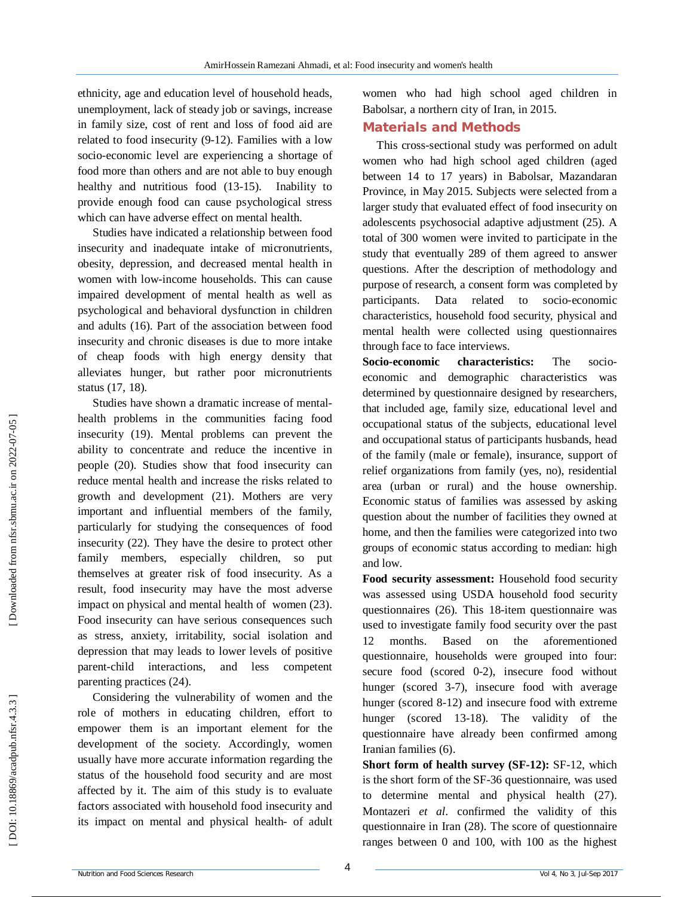ethnicity, age and education level of household heads, unemployment, lack of steady job or savings, increase in family size, cost of rent and loss of food aid are related to food insecurity (9-12). Families with a low socio-economic level are experiencing a shortage of food more than others and are not able to buy enough healthy and nutritious food (13-15). Inability to provide enough food can cause psychological stress which can have adverse effect on mental health.

Studies have indicated a relationship between food insecurity and inadequate intake of micronutrients, obesity, depression, and decreased mental health in women with low-income households. This can cause impaired development of mental health as well as psychological and behavioral dysfunction in children and adults (16). Part of the association between food insecurity and chronic diseases is due to more intake of cheap foods with high energy density that alleviates hunger, but rather poor micronutrients status (17, 18).

Studies have shown a dramatic increase of mental-health problems in the communities facing food insecurity (19). Mental problems can prevent the ability to concentrate and reduce the incentive in people (20). Studies show that food insecurity can reduce mental health and increase the risks related to growth and development (21). Mothers are very important and influential members of the family, particularly for studying the consequences of food insecurity (22). They have the desire to protect other family members, especially children, so put themselves at greater risk of food insecurity. As a result, food insecurity may have the most adverse impact on physical and mental health of women (23). Food insecurity can have serious consequences such as stress, anxiety, irritability, social isolation and depression that may leads to lower levels of positive parent-child interactions, and less competent parenting practices (24).

Considering the vulnerability of women and the role of mothers in educating children, effort to empower them is an important element for the development of the society. Accordingly, women usually have more accurate information regarding the status of the household food security and are most affected by it. The aim of this study is to evaluate factors associated with household food insecurity and its impact on mental and physical health- of adult women who had high school aged children in Babolsar, a northern city of Iran, in 2015.

## Materials and Methods

This cross-sectional study was performed on adult women who had high school aged children (aged between 14 to 17 years) in Babolsar, Mazandaran Province, in May 2015. Subjects were selected from a larger study that evaluated effect of food insecurity on adolescents psychosocial adaptive adjustment (25). A total of 300 women were invited to participate in the study that eventually 289 of them agreed to answer questions. After the description of methodology and purpose of research, a consent form was completed by participants. Data related to socio-economic characteristics, household food security, physical and mental health were collected using questionnaires through face to face interviews.

**Socio-economic characteristics:** The socio-economic and demographic characteristics was determined by questionnaire designed by researchers, that included age, family size, educational level and occupational status of the subjects, educational level and occupational status of participants husbands, head of the family (male or female), insurance, support of relief organizations from family (yes, no), residential area (urban or rural) and the house ownership. Economic status of families was assessed by asking question about the number of facilities they owned at home, and then the families were categorized into two groups of economic status according to median: high and low.

**Food security assessment:** Household food security was assessed using USDA household food security questionnaires (26). This 18-item questionnaire was used to investigate family food security over the past 12 months. Based on the aforementioned questionnaire, households were grouped into four: secure food (scored 0-2), insecure food without hunger (scored 3-7), insecure food with average hunger (scored 8-12) and insecure food with extreme hunger (scored 13-18). The validity of the questionnaire have already been confirmed among Iranian families (6).

**Short form of health survey (SF-12):** SF-12, which is the short form of the SF-36 questionnaire, was used to determine mental and physical health (27). Montazeri *et al*. confirmed the validity of this questionnaire in Iran (28). The score of questionnaire ranges between 0 and 100, with 100 as the highest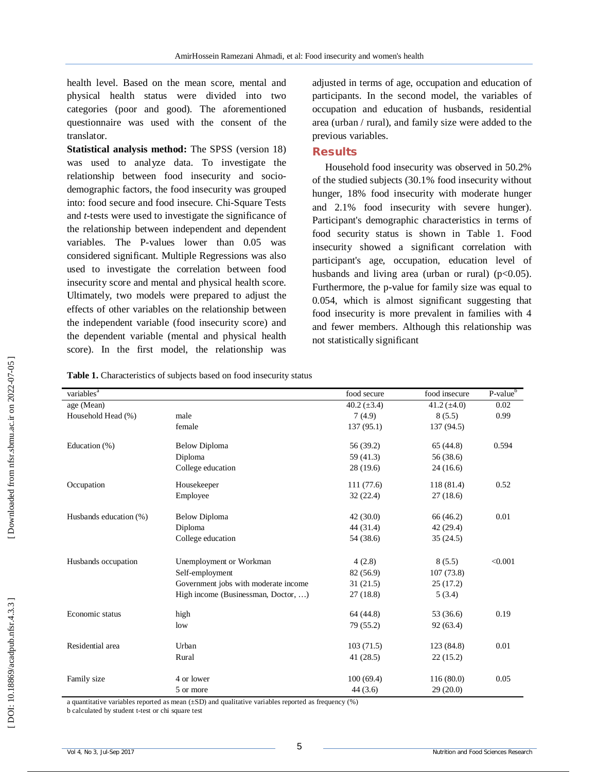health level. Based on the mean score, mental and physical health status were divided into two categories (poor and good). The aforementioned questionnaire was used with the consent of the translator.

**Statistical analysis method:** The SPSS (version 18) was used to analyze data. To investigate the relationship between food insecurity and socio-demographic factors, the food insecurity was grouped into: food secure and food insecure. Chi-Square Tests and *t*-tests were used to investigate the significance of the relationship between independent and dependent variables. The P-values lower than 0.05 was considered significant. Multiple Regressions was also used to investigate the correlation between food insecurity score and mental and physical health score. Ultimately, two models were prepared to adjust the effects of other variables on the relationship between the independent variable (food insecurity score) and the dependent variable (mental and physical health score). In the first model, the relationship was adjusted in terms of age, occupation and education of participants. In the second model, the variables of occupation and education of husbands, residential area (urban / rural), and family size were added to the previous variables.

## Results

Household food insecurity was observed in 50.2% of the studied subjects (30.1% food insecurity without hunger, 18% food insecurity with moderate hunger and 2.1% food insecurity with severe hunger). Participant's demographic characteristics in terms of food security status is shown in Table 1. Food insecurity showed a significant correlation with participant's age, occupation, education level of husbands and living area (urban or rural) ($p<0.05$). Furthermore, the p-value for family size was equal to 0.054, which is almost significant suggesting that food insecurity is more prevalent in families with 4 and fewer members. Although this relationship was not statistically significant

**Table 1.** Characteristics of subjects based on food insecurity status

| variables[a] | | food secure | food insecure | P-value[b] |
|---|---|---|---|---|
| age (Mean) | | 40.2 (±3.4) | 41.2 (±4.0) | 0.02 |
| Household Head (%) | male | 7 (4.9) | 8 (5.5) | 0.99 |
| | female | 137 (95.1) | 137 (94.5) | |
| Education (%) | Below Diploma | 56 (39.2) | 65 (44.8) | 0.594 |
| | Diploma | 59 (41.3) | 56 (38.6) | |
| | College education | 28 (19.6) | 24 (16.6) | |
| Occupation | Housekeeper | 111 (77.6) | 118 (81.4) | 0.52 |
| | Employee | 32 (22.4) | 27 (18.6) | |
| Husbands education (%) | Below Diploma | 42 (30.0) | 66 (46.2) | 0.01 |
| | Diploma | 44 (31.4) | 42 (29.4) | |
| | College education | 54 (38.6) | 35 (24.5) | |
| Husbands occupation | Unemployment or Workman | 4 (2.8) | 8 (5.5) | <0.001 |
| | Self-employment | 82 (56.9) | 107 (73.8) | |
| | Government jobs with moderate income | 31 (21.5) | 25 (17.2) | |
| | High income (Businessman, Doctor, …) | 27 (18.8) | 5 (3.4) | |
| Economic status | high | 64 (44.8) | 53 (36.6) | 0.19 |
| | low | 79 (55.2) | 92 (63.4) | |
| Residential area | Urban | 103 (71.5) | 123 (84.8) | 0.01 |
| | Rural | 41 (28.5) | 22 (15.2) | |
| Family size | 4 or lower | 100 (69.4) | 116 (80.0) | 0.05 |
| | 5 or more | 44 (3.6) | 29 (20.0) | |

a quantitative variables reported as mean (±SD) and qualitative variables reported as frequency (%)

b calculated by student t-test or chi square test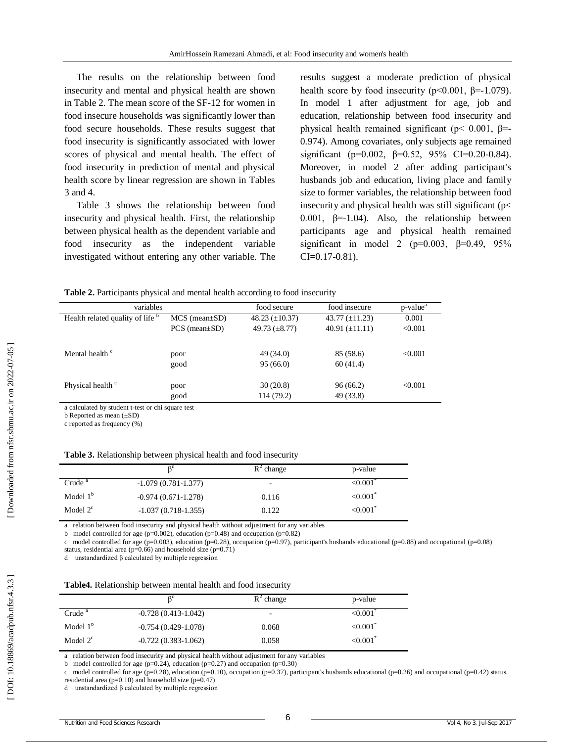The results on the relationship between food insecurity and mental and physical health are shown in Table 2. The mean score of the SF-12 for women in food insecure households was significantly lower than food secure households. These results suggest that food insecurity is significantly associated with lower scores of physical and mental health. The effect of food insecurity in prediction of mental and physical health score by linear regression are shown in Tables 3 and 4.

Table 3 shows the relationship between food insecurity and physical health. First, the relationship between physical health as the dependent variable and food insecurity as the independent variable investigated without entering any other variable. The results suggest a moderate prediction of physical health score by food insecurity ($p<0.001$, $\beta=-1.079$). In model 1 after adjustment for age, job and education, relationship between food insecurity and physical health remained significant ($p< 0.001$, $\beta=-0.974$). Among covariates, only subjects age remained significant ($p=0.002$, $\beta=0.52$, 95% CI=0.20-0.84). Moreover, in model 2 after adding participant's husbands job and education, living place and family size to former variables, the relationship between food insecurity and physical health was still significant ($p< 0.001$, $\beta=-1.04$). Also, the relationship between participants age and physical health remained significant in model 2 ($p=0.003$, $\beta=0.49$, 95% CI=0.17-0.81).

**Table 2.** Participants physical and mental health according to food insecurity

| variables | | food secure | food insecure | p-value[a] |
|---|---|---|---|---|
| Health related quality of life [b] | MCS (mean±SD) | 48.23 (±10.37) | 43.77 (±11.23) | 0.001 |
| | PCS (mean±SD) | 49.73 (±8.77) | 40.91 (±11.11) | <0.001 |
| Mental health [c] | poor | 49 (34.0) | 85 (58.6) | <0.001 |
| | good | 95 (66.0) | 60 (41.4) | |
| Physical health [c] | poor | 30 (20.8) | 96 (66.2) | <0.001 |
| | good | 114 (79.2) | 49 (33.8) | |

a calculated by student t-test or chi square test
b Reported as mean (±SD)
c reported as frequency (%)

**Table 3.** Relationship between physical health and food insecurity

| | β[d] | $R^2$ change | p-value |
|---|---|---|---|
| Crude [a] | -1.079 (0.781-1.377) | - | <0.001* |
| Model 1[b] | -0.974 (0.671-1.278) | 0.116 | <0.001* |
| Model 2[c] | -1.037 (0.718-1.355) | 0.122 | <0.001* |

a relation between food insecurity and physical health without adjustment for any variables
b model controlled for age (p=0.002), education (p=0.48) and occupation (p=0.82)
c model controlled for age (p=0.003), education (p=0.28), occupation (p=0.97), participant's husbands educational (p=0.88) and occupational (p=0.08) status, residential area (p=0.66) and household size (p=0.71)
d unstandardized β calculated by multiple regression

**Table4.** Relationship between mental health and food insecurity

| | β[d] | $R^2$ change | p-value |
|---|---|---|---|
| Crude [a] | -0.728 (0.413-1.042) | - | <0.001* |
| Model 1[b] | -0.754 (0.429-1.078) | 0.068 | <0.001* |
| Model 2[c] | -0.722 (0.383-1.062) | 0.058 | <0.001* |

a relation between food insecurity and physical health without adjustment for any variables
b model controlled for age (p=0.24), education (p=0.27) and occupation (p=0.30)
c model controlled for age (p=0.28), education (p=0.10), occupation (p=0.37), participant's husbands educational (p=0.26) and occupational (p=0.42) status, residential area (p=0.10) and household size (p=0.47)
d unstandardized β calculated by multiple regression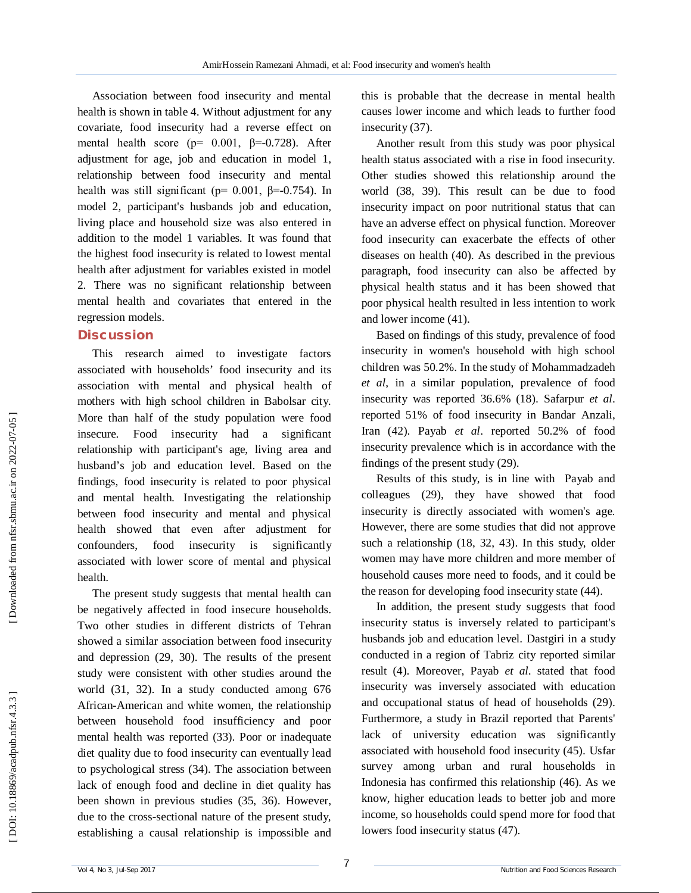Association between food insecurity and mental health is shown in table 4. Without adjustment for any covariate, food insecurity had a reverse effect on mental health score ($p= 0.001$, $\beta=-0.728$). After adjustment for age, job and education in model 1, relationship between food insecurity and mental health was still significant ($p= 0.001$, $\beta=-0.754$). In model 2, participant's husbands job and education, living place and household size was also entered in addition to the model 1 variables. It was found that the highest food insecurity is related to lowest mental health after adjustment for variables existed in model 2. There was no significant relationship between mental health and covariates that entered in the regression models.

## Discussion

This research aimed to investigate factors associated with households' food insecurity and its association with mental and physical health of mothers with high school children in Babolsar city. More than half of the study population were food insecure. Food insecurity had a significant relationship with participant's age, living area and husband's job and education level. Based on the findings, food insecurity is related to poor physical and mental health. Investigating the relationship between food insecurity and mental and physical health showed that even after adjustment for confounders, food insecurity is significantly associated with lower score of mental and physical health.

The present study suggests that mental health can be negatively affected in food insecure households. Two other studies in different districts of Tehran showed a similar association between food insecurity and depression (29, 30). The results of the present study were consistent with other studies around the world (31, 32). In a study conducted among 676 African-American and white women, the relationship between household food insufficiency and poor mental health was reported (33). Poor or inadequate diet quality due to food insecurity can eventually lead to psychological stress (34). The association between lack of enough food and decline in diet quality has been shown in previous studies (35, 36). However, due to the cross-sectional nature of the present study, establishing a causal relationship is impossible and this is probable that the decrease in mental health causes lower income and which leads to further food insecurity (37).

Another result from this study was poor physical health status associated with a rise in food insecurity. Other studies showed this relationship around the world (38, 39). This result can be due to food insecurity impact on poor nutritional status that can have an adverse effect on physical function. Moreover food insecurity can exacerbate the effects of other diseases on health (40). As described in the previous paragraph, food insecurity can also be affected by physical health status and it has been showed that poor physical health resulted in less intention to work and lower income (41).

Based on findings of this study, prevalence of food insecurity in women's household with high school children was 50.2%. In the study of Mohammadzadeh *et al*, in a similar population, prevalence of food insecurity was reported 36.6% (18). Safarpur *et al*. reported 51% of food insecurity in Bandar Anzali, Iran (42). Payab *et al*. reported 50.2% of food insecurity prevalence which is in accordance with the findings of the present study (29).

Results of this study, is in line with Payab and colleagues (29), they have showed that food insecurity is directly associated with women's age. However, there are some studies that did not approve such a relationship (18, 32, 43). In this study, older women may have more children and more member of household causes more need to foods, and it could be the reason for developing food insecurity state (44).

In addition, the present study suggests that food insecurity status is inversely related to participant's husbands job and education level. Dastgiri in a study conducted in a region of Tabriz city reported similar result (4). Moreover, Payab *et al*. stated that food insecurity was inversely associated with education and occupational status of head of households (29). Furthermore, a study in Brazil reported that Parents' lack of university education was significantly associated with household food insecurity (45). Usfar survey among urban and rural households in Indonesia has confirmed this relationship (46). As we know, higher education leads to better job and more income, so households could spend more for food that lowers food insecurity status (47).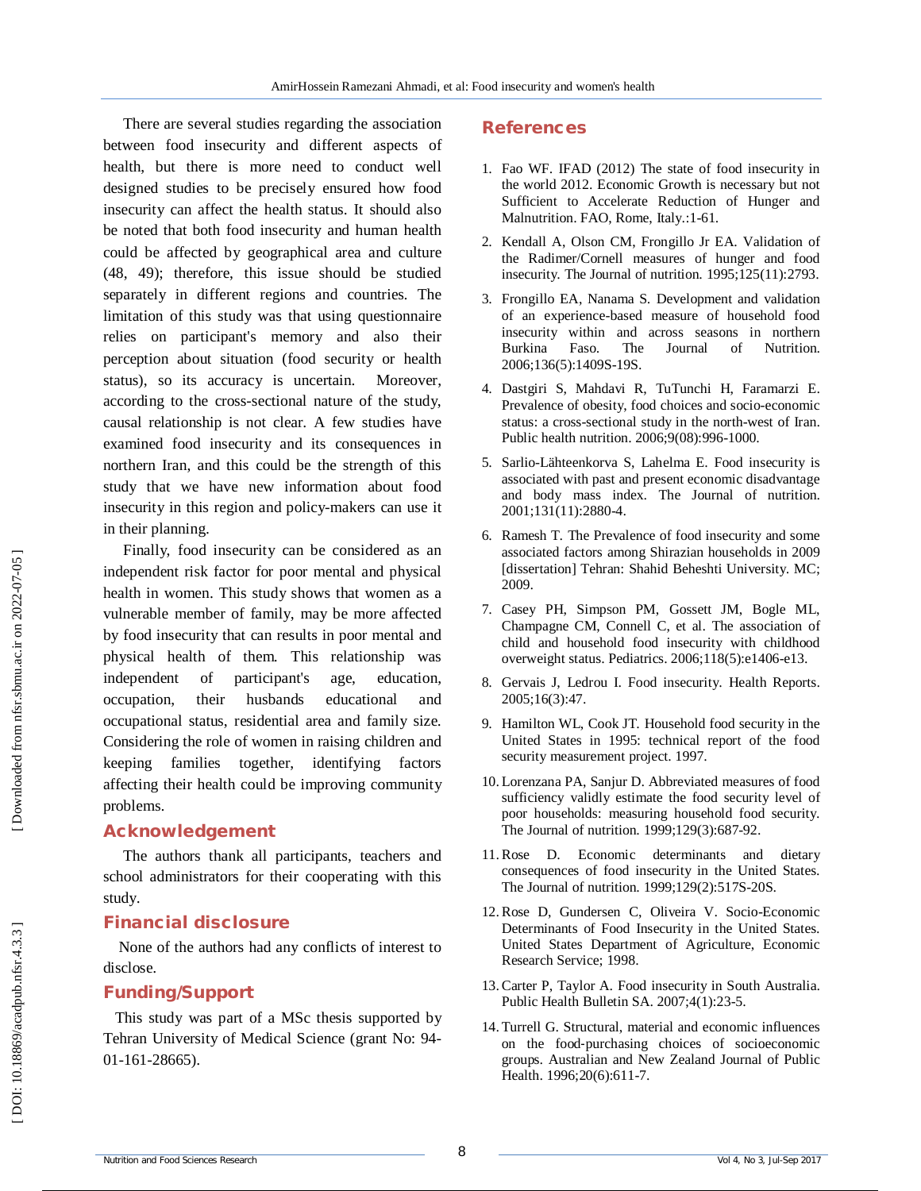There are several studies regarding the association between food insecurity and different aspects of health, but there is more need to conduct well designed studies to be precisely ensured how food insecurity can affect the health status. It should also be noted that both food insecurity and human health could be affected by geographical area and culture (48, 49); therefore, this issue should be studied separately in different regions and countries. The limitation of this study was that using questionnaire relies on participant's memory and also their perception about situation (food security or health status), so its accuracy is uncertain. Moreover, according to the cross-sectional nature of the study, causal relationship is not clear. A few studies have examined food insecurity and its consequences in northern Iran, and this could be the strength of this study that we have new information about food insecurity in this region and policy-makers can use it in their planning.

Finally, food insecurity can be considered as an independent risk factor for poor mental and physical health in women. This study shows that women as a vulnerable member of family, may be more affected by food insecurity that can results in poor mental and physical health of them. This relationship was independent of participant's age, education, occupation, their husbands educational and occupational status, residential area and family size. Considering the role of women in raising children and keeping families together, identifying factors affecting their health could be improving community problems.

## Acknowledgement

The authors thank all participants, teachers and school administrators for their cooperating with this study.

## Financial disclosure

None of the authors had any conflicts of interest to disclose.

## Funding/Support

This study was part of a MSc thesis supported by Tehran University of Medical Science (grant No: 94-01-161-28665).

## References

1. Fao WF. IFAD (2012) The state of food insecurity in the world 2012. Economic Growth is necessary but not Sufficient to Accelerate Reduction of Hunger and Malnutrition. FAO, Rome, Italy.:1-61.
2. Kendall A, Olson CM, Frongillo Jr EA. Validation of the Radimer/Cornell measures of hunger and food insecurity. The Journal of nutrition. 1995;125(11):2793.
3. Frongillo EA, Nanama S. Development and validation of an experience-based measure of household food insecurity within and across seasons in northern Burkina Faso. The Journal of Nutrition. 2006;136(5):1409S-19S.
4. Dastgiri S, Mahdavi R, TuTunchi H, Faramarzi E. Prevalence of obesity, food choices and socio-economic status: a cross-sectional study in the north-west of Iran. Public health nutrition. 2006;9(08):996-1000.
5. Sarlio-Lähteenkorva S, Lahelma E. Food insecurity is associated with past and present economic disadvantage and body mass index. The Journal of nutrition. 2001;131(11):2880-4.
6. Ramesh T. The Prevalence of food insecurity and some associated factors among Shirazian households in 2009 [dissertation] Tehran: Shahid Beheshti University. MC; 2009.
7. Casey PH, Simpson PM, Gossett JM, Bogle ML, Champagne CM, Connell C, et al. The association of child and household food insecurity with childhood overweight status. Pediatrics. 2006;118(5):e1406-e13.
8. Gervais J, Ledrou I. Food insecurity. Health Reports. 2005;16(3):47.
9. Hamilton WL, Cook JT. Household food security in the United States in 1995: technical report of the food security measurement project. 1997.
10. Lorenzana PA, Sanjur D. Abbreviated measures of food sufficiency validly estimate the food security level of poor households: measuring household food security. The Journal of nutrition. 1999;129(3):687-92.
11. Rose D. Economic determinants and dietary consequences of food insecurity in the United States. The Journal of nutrition. 1999;129(2):517S-20S.
12. Rose D, Gundersen C, Oliveira V. Socio-Economic Determinants of Food Insecurity in the United States. United States Department of Agriculture, Economic Research Service; 1998.
13. Carter P, Taylor A. Food insecurity in South Australia. Public Health Bulletin SA. 2007;4(1):23-5.
14. Turrell G. Structural, material and economic influences on the food-purchasing choices of socioeconomic groups. Australian and New Zealand Journal of Public Health. 1996;20(6):611-7.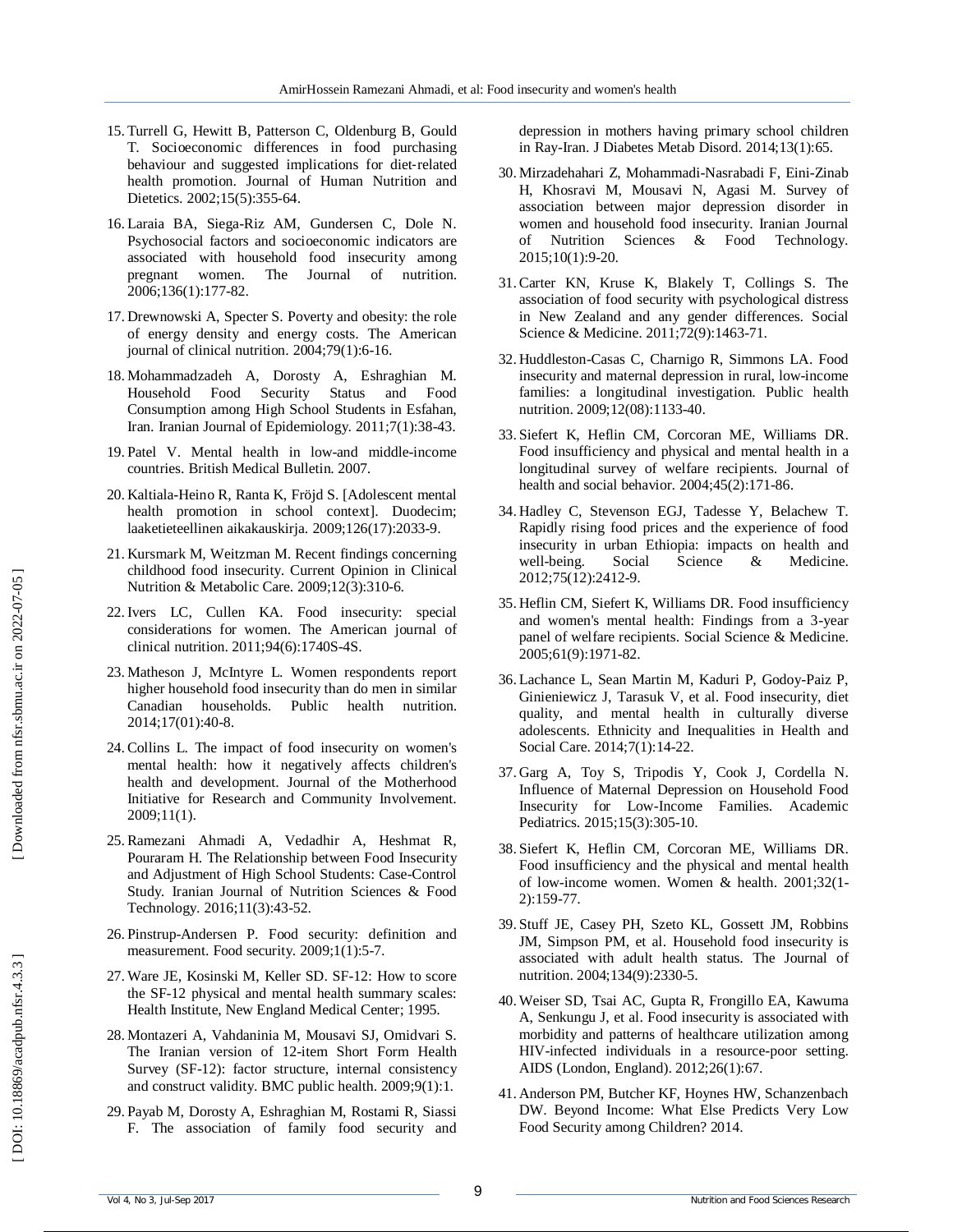15. Turrell G, Hewitt B, Patterson C, Oldenburg B, Gould T. Socioeconomic differences in food purchasing behaviour and suggested implications for diet-related health promotion. Journal of Human Nutrition and Dietetics. 2002;15(5):355-64.
16. Laraia BA, Siega-Riz AM, Gundersen C, Dole N. Psychosocial factors and socioeconomic indicators are associated with household food insecurity among pregnant women. The Journal of nutrition. 2006;136(1):177-82.
17. Drewnowski A, Specter S. Poverty and obesity: the role of energy density and energy costs. The American journal of clinical nutrition. 2004;79(1):6-16.
18. Mohammadzadeh A, Dorosty A, Eshraghian M. Household Food Security Status and Food Consumption among High School Students in Esfahan, Iran. Iranian Journal of Epidemiology. 2011;7(1):38-43.
19. Patel V. Mental health in low-and middle-income countries. British Medical Bulletin. 2007.
20. Kaltiala-Heino R, Ranta K, Fröjd S. [Adolescent mental health promotion in school context]. Duodecim; laaketieteellinen aikakauskirja. 2009;126(17):2033-9.
21. Kursmark M, Weitzman M. Recent findings concerning childhood food insecurity. Current Opinion in Clinical Nutrition & Metabolic Care. 2009;12(3):310-6.
22. Ivers LC, Cullen KA. Food insecurity: special considerations for women. The American journal of clinical nutrition. 2011;94(6):1740S-4S.
23. Matheson J, McIntyre L. Women respondents report higher household food insecurity than do men in similar Canadian households. Public health nutrition. 2014;17(01):40-8.
24. Collins L. The impact of food insecurity on women's mental health: how it negatively affects children's health and development. Journal of the Motherhood Initiative for Research and Community Involvement. 2009;11(1).
25. Ramezani Ahmadi A, Vedadhir A, Heshmat R, Pouraram H. The Relationship between Food Insecurity and Adjustment of High School Students: Case-Control Study. Iranian Journal of Nutrition Sciences & Food Technology. 2016;11(3):43-52.
26. Pinstrup-Andersen P. Food security: definition and measurement. Food security. 2009;1(1):5-7.
27. Ware JE, Kosinski M, Keller SD. SF-12: How to score the SF-12 physical and mental health summary scales: Health Institute, New England Medical Center; 1995.
28. Montazeri A, Vahdaninia M, Mousavi SJ, Omidvari S. The Iranian version of 12-item Short Form Health Survey (SF-12): factor structure, internal consistency and construct validity. BMC public health. 2009;9(1):1.
29. Payab M, Dorosty A, Eshraghian M, Rostami R, Siassi F. The association of family food security and depression in mothers having primary school children in Ray-Iran. J Diabetes Metab Disord. 2014;13(1):65.
30. Mirzadehahari Z, Mohammadi-Nasrabadi F, Eini-Zinab H, Khosravi M, Mousavi N, Agasi M. Survey of association between major depression disorder in women and household food insecurity. Iranian Journal of Nutrition Sciences & Food Technology. 2015;10(1):9-20.
31. Carter KN, Kruse K, Blakely T, Collings S. The association of food security with psychological distress in New Zealand and any gender differences. Social Science & Medicine. 2011;72(9):1463-71.
32. Huddleston-Casas C, Charnigo R, Simmons LA. Food insecurity and maternal depression in rural, low-income families: a longitudinal investigation. Public health nutrition. 2009;12(08):1133-40.
33. Siefert K, Heflin CM, Corcoran ME, Williams DR. Food insufficiency and physical and mental health in a longitudinal survey of welfare recipients. Journal of health and social behavior. 2004;45(2):171-86.
34. Hadley C, Stevenson EGJ, Tadesse Y, Belachew T. Rapidly rising food prices and the experience of food insecurity in urban Ethiopia: impacts on health and well-being. Social Science & Medicine. 2012;75(12):2412-9.
35. Heflin CM, Siefert K, Williams DR. Food insufficiency and women's mental health: Findings from a 3-year panel of welfare recipients. Social Science & Medicine. 2005;61(9):1971-82.
36. Lachance L, Sean Martin M, Kaduri P, Godoy-Paiz P, Ginieniewicz J, Tarasuk V, et al. Food insecurity, diet quality, and mental health in culturally diverse adolescents. Ethnicity and Inequalities in Health and Social Care. 2014;7(1):14-22.
37. Garg A, Toy S, Tripodis Y, Cook J, Cordella N. Influence of Maternal Depression on Household Food Insecurity for Low-Income Families. Academic Pediatrics. 2015;15(3):305-10.
38. Siefert K, Heflin CM, Corcoran ME, Williams DR. Food insufficiency and the physical and mental health of low-income women. Women & health. 2001;32(1-2):159-77.
39. Stuff JE, Casey PH, Szeto KL, Gossett JM, Robbins JM, Simpson PM, et al. Household food insecurity is associated with adult health status. The Journal of nutrition. 2004;134(9):2330-5.
40. Weiser SD, Tsai AC, Gupta R, Frongillo EA, Kawuma A, Senkungu J, et al. Food insecurity is associated with morbidity and patterns of healthcare utilization among HIV-infected individuals in a resource-poor setting. AIDS (London, England). 2012;26(1):67.
41. Anderson PM, Butcher KF, Hoynes HW, Schanzenbach DW. Beyond Income: What Else Predicts Very Low Food Security among Children? 2014.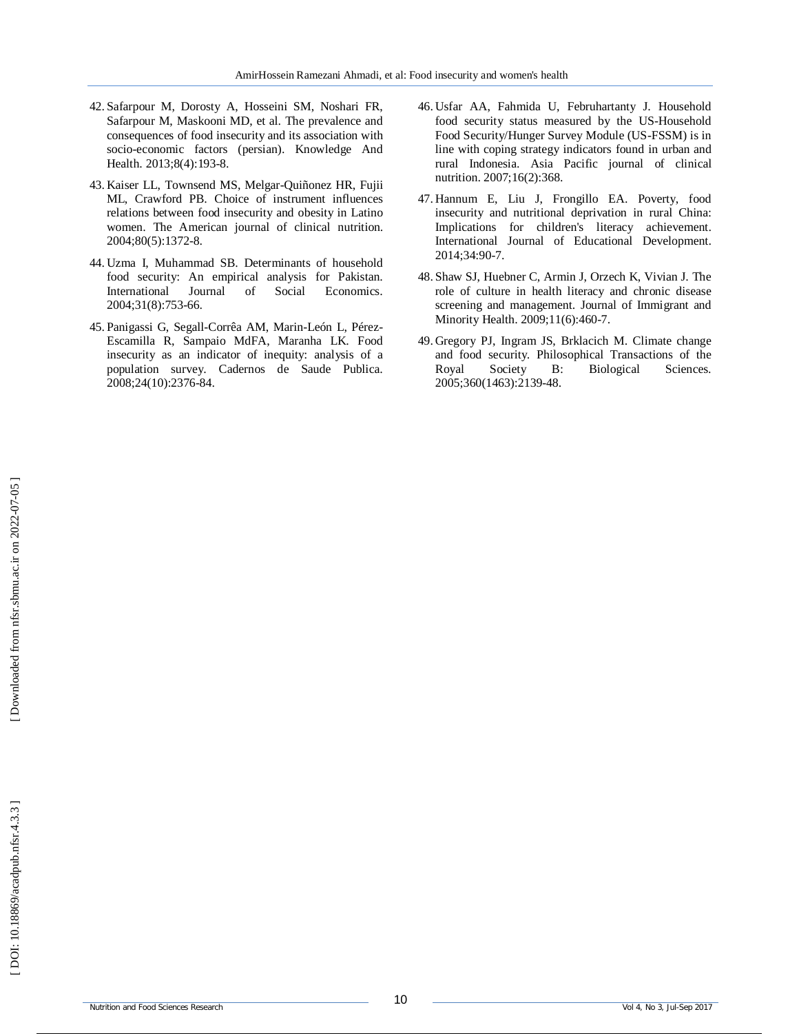42. Safarpour M, Dorosty A, Hosseini SM, Noshari FR, Safarpour M, Maskooni MD, et al. The prevalence and consequences of food insecurity and its association with socio-economic factors (persian). Knowledge And Health. 2013;8(4):193-8.

43. Kaiser LL, Townsend MS, Melgar-Quiñonez HR, Fujii ML, Crawford PB. Choice of instrument influences relations between food insecurity and obesity in Latino women. The American journal of clinical nutrition. 2004;80(5):1372-8.

44. Uzma I, Muhammad SB. Determinants of household food security: An empirical analysis for Pakistan. International Journal of Social Economics. 2004;31(8):753-66.

45. Panigassi G, Segall-Corrêa AM, Marin-León L, Pérez-Escamilla R, Sampaio MdFA, Maranha LK. Food insecurity as an indicator of inequity: analysis of a population survey. Cadernos de Saude Publica. 2008;24(10):2376-84.

46. Usfar AA, Fahmida U, Februhartanty J. Household food security status measured by the US-Household Food Security/Hunger Survey Module (US-FSSM) is in line with coping strategy indicators found in urban and rural Indonesia. Asia Pacific journal of clinical nutrition. 2007;16(2):368.

47. Hannum E, Liu J, Frongillo EA. Poverty, food insecurity and nutritional deprivation in rural China: Implications for children's literacy achievement. International Journal of Educational Development. 2014;34:90-7.

48. Shaw SJ, Huebner C, Armin J, Orzech K, Vivian J. The role of culture in health literacy and chronic disease screening and management. Journal of Immigrant and Minority Health. 2009;11(6):460-7.

49. Gregory PJ, Ingram JS, Brklacich M. Climate change and food security. Philosophical Transactions of the Royal Society B: Biological Sciences. 2005;360(1463):2139-48.